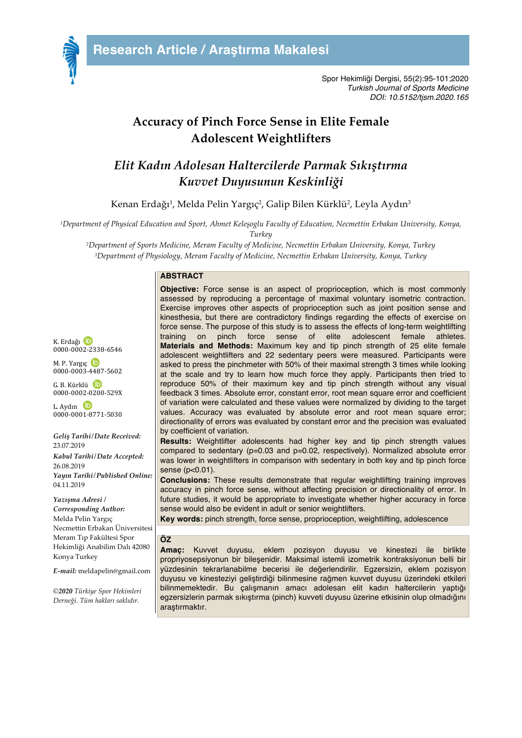Research Article / Araştırma Makalesi

Spor Hekimliği Dergisi, 55(2):95-101;2020
*Turkish Journal of Sports Medicine*
*DOI: 10.5152/tjsm.2020.165*

# Accuracy of Pinch Force Sense in Elite Female Adolescent Weightlifters

## *Elit Kadın Adolesan Haltercilerde Parmak Sıkıştırma Kuvvet Duyusunun Keskinliği*

Kenan Erdağı[1], Melda Pelin Yargıç[2], Galip Bilen Kürklü[2], Leyla Aydın[3]

[1]*Department of Physical Education and Sport, Ahmet Keleşoglu Faculty of Education, Necmettin Erbakan University, Konya, Turkey*
[2]*Department of Sports Medicine, Meram Faculty of Medicine, Necmettin Erbakan University, Konya, Turkey*
[3]*Department of Physiology, Meram Faculty of Medicine, Necmettin Erbakan University, Konya, Turkey*

K. Erdağı 0000-0002-2338-6546

M. P. Yargıç 0000-0003-4487-5602

G. B. Kürklü 0000-0002-0200-529X

L. Aydın 0000-0001-8771-5030

***Geliş Tarihi/Date Received:*** 23.07.2019

***Kabul Tarihi/Date Accepted:*** 26.08.2019

***Yayın Tarihi/Published Online:*** 04.11.2019

***Yazışma Adresi / Corresponding Author:***
Melda Pelin Yargıç
Necmettin Erbakan Üniversitesi Meram Tıp Fakültesi Spor Hekimliği Anabilim Dalı 42080 Konya Turkey

***E-mail:*** meldapelin@gmail.com

*©**2020** Türkiye Spor Hekimleri Derneği. Tüm hakları saklıdır.*

### ABSTRACT

**Objective:** Force sense is an aspect of proprioception, which is most commonly assessed by reproducing a percentage of maximal voluntary isometric contraction. Exercise improves other aspects of proprioception such as joint position sense and kinesthesia, but there are contradictory findings regarding the effects of exercise on force sense. The purpose of this study is to assess the effects of long-term weightlifting training on pinch force sense of elite adolescent female athletes.
**Materials and Methods:** Maximum key and tip pinch strength of 25 elite female adolescent weightlifters and 22 sedentary peers were measured. Participants were asked to press the pinchmeter with 50% of their maximal strength 3 times while looking at the scale and try to learn how much force they apply. Participants then tried to reproduce 50% of their maximum key and tip pinch strength without any visual feedback 3 times. Absolute error, constant error, root mean square error and coefficient of variation were calculated and these values were normalized by dividing to the target values. Accuracy was evaluated by absolute error and root mean square error; directionality of errors was evaluated by constant error and the precision was evaluated by coefficient of variation.
**Results:** Weightlifter adolescents had higher key and tip pinch strength values compared to sedentary ($p=0.03$ and $p=0.02$, respectively). Normalized absolute error was lower in weightlifters in comparison with sedentary in both key and tip pinch force sense ($p<0.01$).
**Conclusions:** These results demonstrate that regular weightlifting training improves accuracy in pinch force sense, without affecting precision or directionality of error. In future studies, it would be appropriate to investigate whether higher accuracy in force sense would also be evident in adult or senior weightlifters.
**Key words:** pinch strength, force sense, proprioception, weightlifting, adolescence

### ÖZ

**Amaç:** Kuvvet duyusu, eklem pozisyon duyusu ve kinestezi ile birlikte propriyosepsiyonun bir bileşenidir. Maksimal istemli izometrik kontraksiyonun belli bir yüzdesinin tekrarlanabilme becerisi ile değerlendirilir. Egzersizin, eklem pozisyon duyusu ve kinesteziyi geliştirdiği bilinmesine rağmen kuvvet duyusu üzerindeki etkileri bilinmemektedir. Bu çalışmanın amacı adolesan elit kadın haltercilerin yaptığı egzersizlerin parmak sıkıştırma (pinch) kuvveti duyusu üzerine etkisinin olup olmadığını araştırmaktır.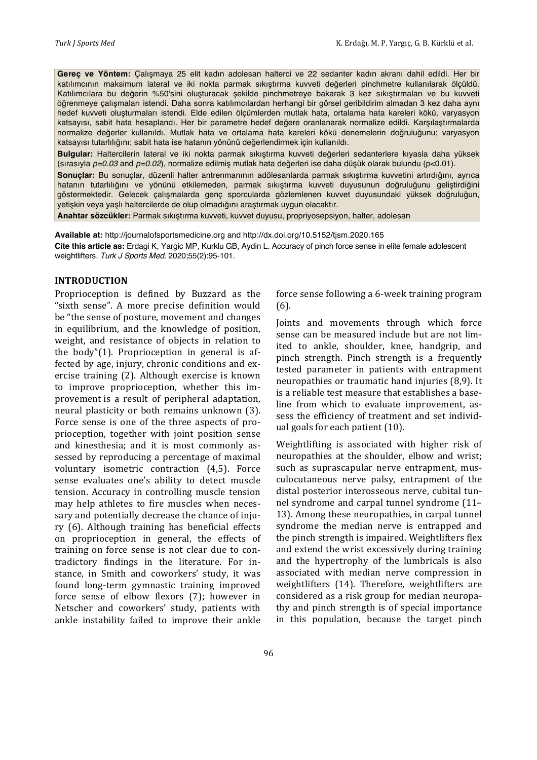**Gereç ve Yöntem:** Çalışmaya 25 elit kadın adolesan halterci ve 22 sedanter kadın akranı dahil edildi. Her bir katılımcının maksimum lateral ve iki nokta parmak sıkıştırma kuvveti değerleri pinchmetre kullanılarak ölçüldü. Katılımcılara bu değerin %50'sini oluşturacak şekilde pinchmetreye bakarak 3 kez sıkıştırmaları ve bu kuvveti öğrenmeye çalışmaları istendi. Daha sonra katılımcılardan herhangi bir görsel geribildirim almadan 3 kez daha aynı hedef kuvveti oluşturmaları istendi. Elde edilen ölçümlerden mutlak hata, ortalama hata kareleri kökü, varyasyon katsayısı, sabit hata hesaplandı. Her bir parametre hedef değere oranlanarak normalize edildi. Karşılaştırmalarda normalize değerler kullanıldı. Mutlak hata ve ortalama hata kareleri kökü denemelerin doğruluğunu; varyasyon katsayısı tutarlılığını; sabit hata ise hatanın yönünü değerlendirmek için kullanıldı.

**Bulgular:** Haltercilerin lateral ve iki nokta parmak sıkıştırma kuvveti değerleri sedanterlere kıyasla daha yüksek (sırasıyla *p=0.03* and *p=0.02*), normalize edilmiş mutlak hata değerleri ise daha düşük olarak bulundu (p<0.01).

**Sonuçlar:** Bu sonuçlar, düzenli halter antrenmanının adölesanlarda parmak sıkıştırma kuvvetini artırdığını, ayrıca hatanın tutarlılığını ve yönünü etkilemeden, parmak sıkıştırma kuvveti duyusunun doğruluğunu geliştirdiğini göstermektedir. Gelecek çalışmalarda genç sporcularda gözlemlenen kuvvet duyusundaki yüksek doğruluğun, yetişkin veya yaşlı haltercilerde de olup olmadığını araştırmak uygun olacaktır.

**Anahtar sözcükler:** Parmak sıkıştırma kuvveti, kuvvet duyusu, propriyosepsiyon, halter, adolesan

**Available at:** http://journalofsportsmedicine.org and http://dx.doi.org/10.5152/tjsm.2020.165

**Cite this article as:** Erdagi K, Yargic MP, Kurklu GB, Aydin L. Accuracy of pinch force sense in elite female adolescent weightlifters. *Turk J Sports Med.* 2020;55(2):95-101.

## INTRODUCTION

Proprioception is defined by Buzzard as the "sixth sense". A more precise definition would be "the sense of posture, movement and changes in equilibrium, and the knowledge of position, weight, and resistance of objects in relation to the body"(1). Proprioception in general is affected by age, injury, chronic conditions and exercise training (2). Although exercise is known to improve proprioception, whether this improvement is a result of peripheral adaptation, neural plasticity or both remains unknown (3). Force sense is one of the three aspects of proprioception, together with joint position sense and kinesthesia; and it is most commonly assessed by reproducing a percentage of maximal voluntary isometric contraction (4,5). Force sense evaluates one's ability to detect muscle tension. Accuracy in controlling muscle tension may help athletes to fire muscles when necessary and potentially decrease the chance of injury (6). Although training has beneficial effects on proprioception in general, the effects of training on force sense is not clear due to contradictory findings in the literature. For instance, in Smith and coworkers' study, it was found long-term gymnastic training improved force sense of elbow flexors (7); however in Netscher and coworkers' study, patients with ankle instability failed to improve their ankle force sense following a 6-week training program (6).

Joints and movements through which force sense can be measured include but are not limited to ankle, shoulder, knee, handgrip, and pinch strength. Pinch strength is a frequently tested parameter in patients with entrapment neuropathies or traumatic hand injuries (8,9). It is a reliable test measure that establishes a baseline from which to evaluate improvement, assess the efficiency of treatment and set individual goals for each patient (10).

Weightlifting is associated with higher risk of neuropathies at the shoulder, elbow and wrist; such as suprascapular nerve entrapment, musculocutaneous nerve palsy, entrapment of the distal posterior interosseous nerve, cubital tunnel syndrome and carpal tunnel syndrome (11–13). Among these neuropathies, in carpal tunnel syndrome the median nerve is entrapped and the pinch strength is impaired. Weightlifters flex and extend the wrist excessively during training and the hypertrophy of the lumbricals is also associated with median nerve compression in weightlifters (14). Therefore, weightlifters are considered as a risk group for median neuropathy and pinch strength is of special importance in this population, because the target pinch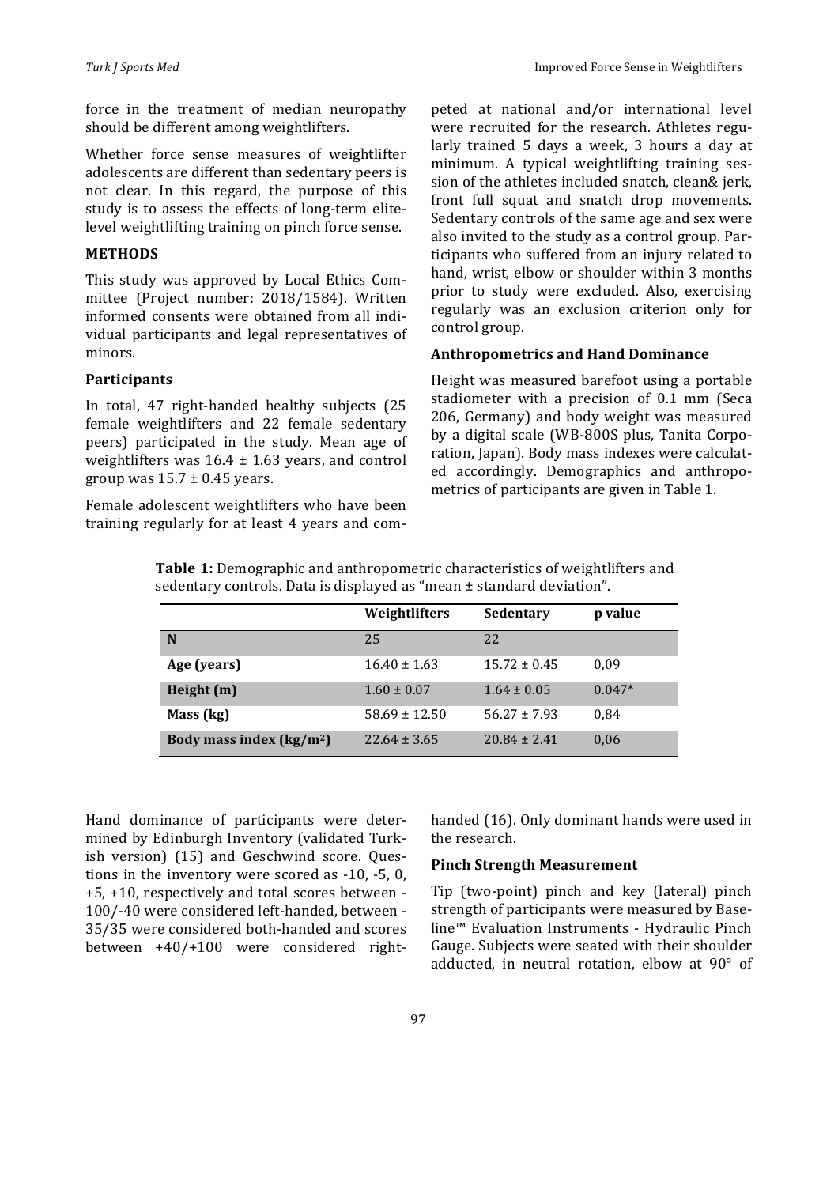force in the treatment of median neuropathy should be different among weightlifters.

Whether force sense measures of weightlifter adolescents are different than sedentary peers is not clear. In this regard, the purpose of this study is to assess the effects of long-term elite-level weightlifting training on pinch force sense.

## METHODS

This study was approved by Local Ethics Committee (Project number: 2018/1584). Written informed consents were obtained from all individual participants and legal representatives of minors.

### Participants

In total, 47 right-handed healthy subjects (25 female weightlifters and 22 female sedentary peers) participated in the study. Mean age of weightlifters was 16.4 ± 1.63 years, and control group was 15.7 ± 0.45 years.

Female adolescent weightlifters who have been training regularly for at least 4 years and competed at national and/or international level were recruited for the research. Athletes regularly trained 5 days a week, 3 hours a day at minimum. A typical weightlifting training session of the athletes included snatch, clean& jerk, front full squat and snatch drop movements. Sedentary controls of the same age and sex were also invited to the study as a control group. Participants who suffered from an injury related to hand, wrist, elbow or shoulder within 3 months prior to study were excluded. Also, exercising regularly was an exclusion criterion only for control group.

### Anthropometrics and Hand Dominance

Height was measured barefoot using a portable stadiometer with a precision of 0.1 mm (Seca 206, Germany) and body weight was measured by a digital scale (WB-800S plus, Tanita Corporation, Japan). Body mass indexes were calculated accordingly. Demographics and anthropometrics of participants are given in Table 1.

**Table 1:** Demographic and anthropometric characteristics of weightlifters and sedentary controls. Data is displayed as "mean ± standard deviation".

| | Weightlifters | Sedentary | p value |
|---|---|---|---|
| **N** | 25 | 22 | |
| **Age (years)** | 16.40 ± 1.63 | 15.72 ± 0.45 | 0,09 |
| **Height (m)** | 1.60 ± 0.07 | 1.64 ± 0.05 | 0.047* |
| **Mass (kg)** | 58.69 ± 12.50 | 56.27 ± 7.93 | 0,84 |
| **Body mass index (kg/m$^2$)** | 22.64 ± 3.65 | 20.84 ± 2.41 | 0,06 |

Hand dominance of participants were determined by Edinburgh Inventory (validated Turkish version) (15) and Geschwind score. Questions in the inventory were scored as -10, -5, 0, +5, +10, respectively and total scores between -100/-40 were considered left-handed, between -35/35 were considered both-handed and scores between +40/+100 were considered right-handed (16). Only dominant hands were used in the research.

### Pinch Strength Measurement

Tip (two-point) pinch and key (lateral) pinch strength of participants were measured by Baseline™ Evaluation Instruments - Hydraulic Pinch Gauge. Subjects were seated with their shoulder adducted, in neutral rotation, elbow at 90° of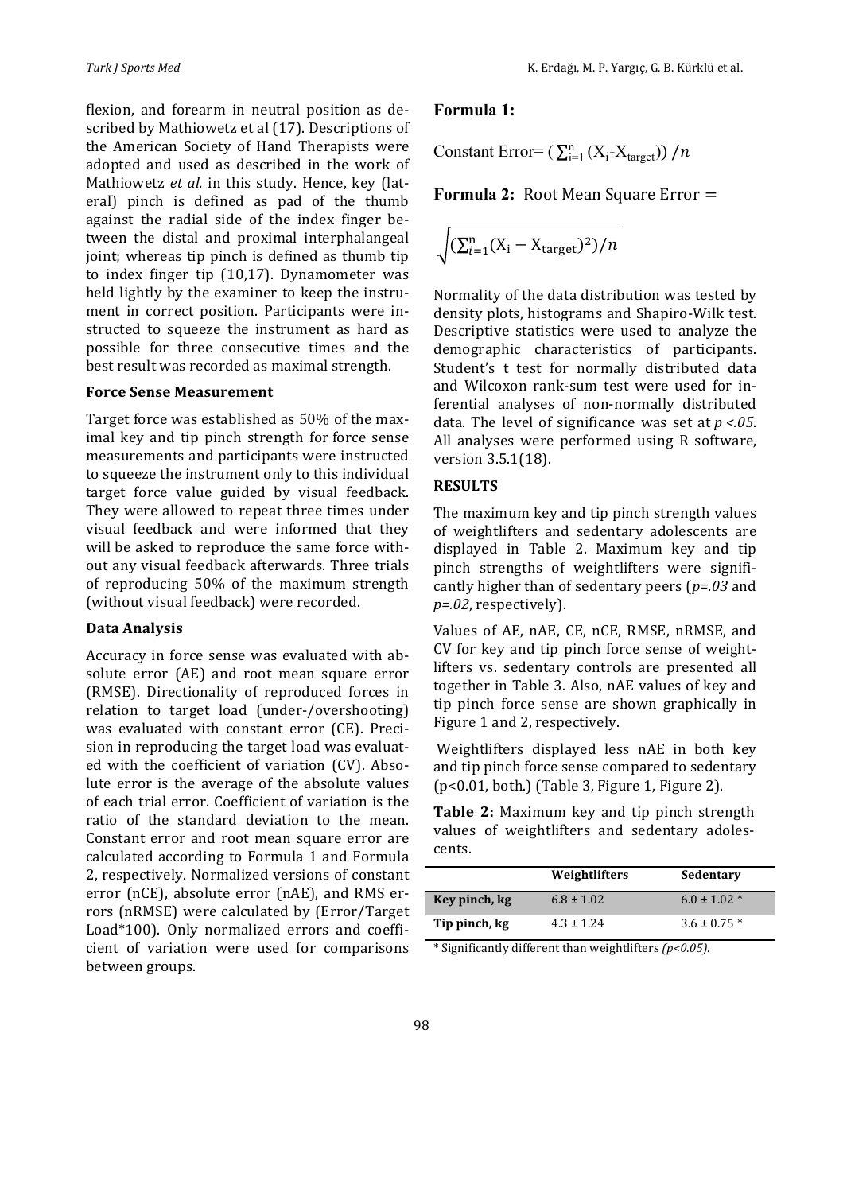flexion, and forearm in neutral position as described by Mathiowetz et al (17). Descriptions of the American Society of Hand Therapists were adopted and used as described in the work of Mathiowetz *et al.* in this study. Hence, key (lateral) pinch is defined as pad of the thumb against the radial side of the index finger between the distal and proximal interphalangeal joint; whereas tip pinch is defined as thumb tip to index finger tip (10,17). Dynamometer was held lightly by the examiner to keep the instrument in correct position. Participants were instructed to squeeze the instrument as hard as possible for three consecutive times and the best result was recorded as maximal strength.

### Force Sense Measurement

Target force was established as 50% of the maximal key and tip pinch strength for force sense measurements and participants were instructed to squeeze the instrument only to this individual target force value guided by visual feedback. They were allowed to repeat three times under visual feedback and were informed that they will be asked to reproduce the same force without any visual feedback afterwards. Three trials of reproducing 50% of the maximum strength (without visual feedback) were recorded.

### Data Analysis

Accuracy in force sense was evaluated with absolute error (AE) and root mean square error (RMSE). Directionality of reproduced forces in relation to target load (under-/overshooting) was evaluated with constant error (CE). Precision in reproducing the target load was evaluated with the coefficient of variation (CV). Absolute error is the average of the absolute values of each trial error. Coefficient of variation is the ratio of the standard deviation to the mean. Constant error and root mean square error are calculated according to Formula 1 and Formula 2, respectively. Normalized versions of constant error (nCE), absolute error (nAE), and RMS errors (nRMSE) were calculated by (Error/Target Load*100). Only normalized errors and coefficient of variation were used for comparisons between groups.

**Formula 1:**

$$\text{Constant Error} = \left(\sum_{i=1}^{n} (X_i - X_{target})\right) / n$$

**Formula 2:** Root Mean Square Error =

$$\sqrt{\left(\sum_{i=1}^{n} (X_i - X_{target})^2\right) / n}$$

Normality of the data distribution was tested by density plots, histograms and Shapiro-Wilk test. Descriptive statistics were used to analyze the demographic characteristics of participants. Student's t test for normally distributed data and Wilcoxon rank-sum test were used for inferential analyses of non-normally distributed data. The level of significance was set at $p < .05$. All analyses were performed using R software, version 3.5.1(18).

## RESULTS

The maximum key and tip pinch strength values of weightlifters and sedentary adolescents are displayed in Table 2. Maximum key and tip pinch strengths of weightlifters were significantly higher than of sedentary peers ($p = .03$ and $p = .02$, respectively).

Values of AE, nAE, CE, nCE, RMSE, nRMSE, and CV for key and tip pinch force sense of weightlifters vs. sedentary controls are presented all together in Table 3. Also, nAE values of key and tip pinch force sense are shown graphically in Figure 1 and 2, respectively.

Weightlifters displayed less nAE in both key and tip pinch force sense compared to sedentary ($p < 0.01$, both.) (Table 3, Figure 1, Figure 2).

**Table 2:** Maximum key and tip pinch strength values of weightlifters and sedentary adolescents.

| | Weightlifters | Sedentary |
|---|---|---|
| Key pinch, kg | 6.8 ± 1.02 | 6.0 ± 1.02 * |
| Tip pinch, kg | 4.3 ± 1.24 | 3.6 ± 0.75 * |

* Significantly different than weightlifters *($p<0.05$).*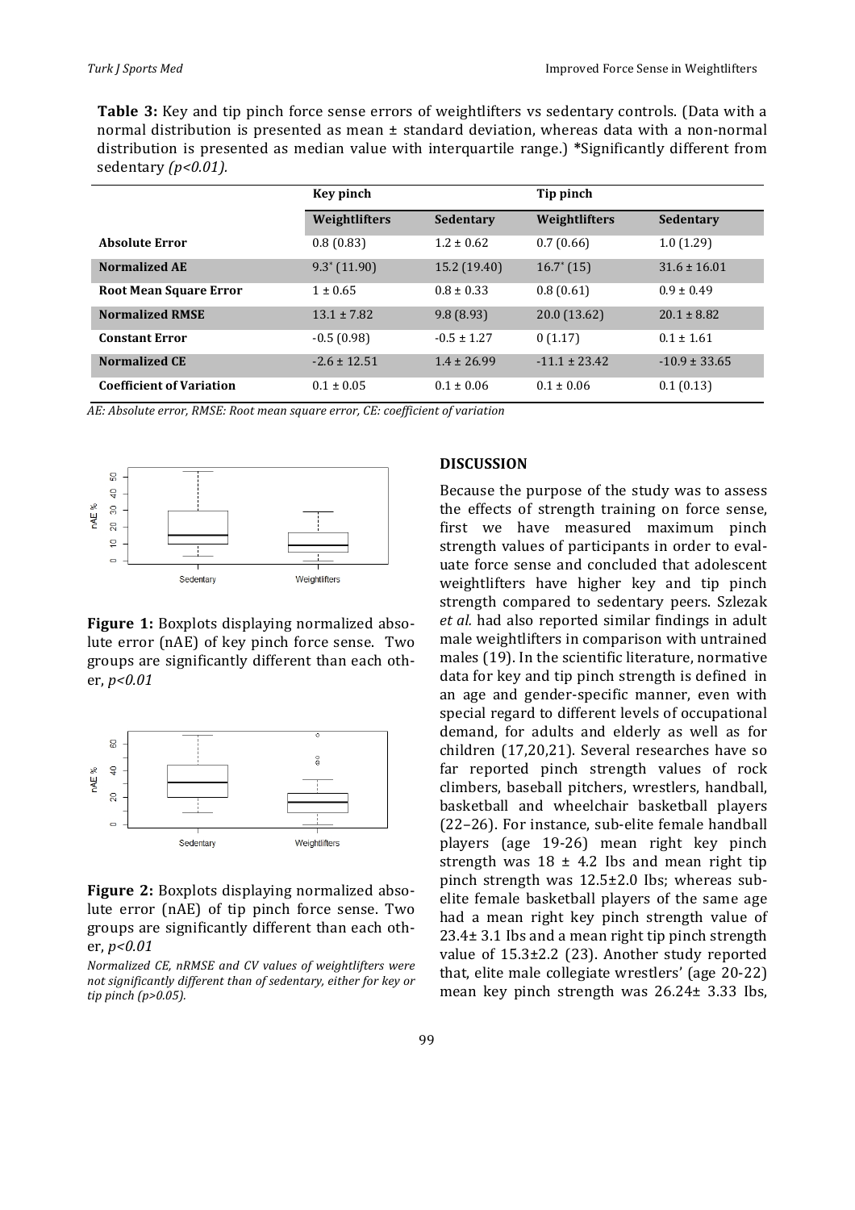**Table 3:** Key and tip pinch force sense errors of weightlifters vs sedentary controls. (Data with a normal distribution is presented as mean ± standard deviation, whereas data with a non-normal distribution is presented as median value with interquartile range.) *Significantly different from sedentary *(p<0.01).*

| | Key pinch | | Tip pinch | |
|---|---|---|---|---|
| | **Weightlifters** | **Sedentary** | **Weightlifters** | **Sedentary** |
| **Absolute Error** | 0.8 (0.83) | 1.2 ± 0.62 | 0.7 (0.66) | 1.0 (1.29) |
| **Normalized AE** | 9.3* (11.90) | 15.2 (19.40) | 16.7* (15) | 31.6 ± 16.01 |
| **Root Mean Square Error** | 1 ± 0.65 | 0.8 ± 0.33 | 0.8 (0.61) | 0.9 ± 0.49 |
| **Normalized RMSE** | 13.1 ± 7.82 | 9.8 (8.93) | 20.0 (13.62) | 20.1 ± 8.82 |
| **Constant Error** | -0.5 (0.98) | -0.5 ± 1.27 | 0 (1.17) | 0.1 ± 1.61 |
| **Normalized CE** | -2.6 ± 12.51 | 1.4 ± 26.99 | -11.1 ± 23.42 | -10.9 ± 33.65 |
| **Coefficient of Variation** | 0.1 ± 0.05 | 0.1 ± 0.06 | 0.1 ± 0.06 | 0.1 (0.13) |

*AE: Absolute error, RMSE: Root mean square error, CE: coefficient of variation*

**Figure 1:** Boxplots displaying normalized absolute error (nAE) of key pinch force sense. Two groups are significantly different than each other, *p<0.01*

**Figure 2:** Boxplots displaying normalized absolute error (nAE) of tip pinch force sense. Two groups are significantly different than each other, *p<0.01*

*Normalized CE, nRMSE and CV values of weightlifters were not significantly different than of sedentary, either for key or tip pinch (p>0.05).*

## DISCUSSION

Because the purpose of the study was to assess the effects of strength training on force sense, first we have measured maximum pinch strength values of participants in order to evaluate force sense and concluded that adolescent weightlifters have higher key and tip pinch strength compared to sedentary peers. Szlezak *et al.* had also reported similar findings in adult male weightlifters in comparison with untrained males (19). In the scientific literature, normative data for key and tip pinch strength is defined in an age and gender-specific manner, even with special regard to different levels of occupational demand, for adults and elderly as well as for children (17,20,21). Several researches have so far reported pinch strength values of rock climbers, baseball pitchers, wrestlers, handball, basketball and wheelchair basketball players (22–26). For instance, sub-elite female handball players (age 19-26) mean right key pinch strength was 18 ± 4.2 Ibs and mean right tip pinch strength was 12.5±2.0 Ibs; whereas sub-elite female basketball players of the same age had a mean right key pinch strength value of 23.4± 3.1 Ibs and a mean right tip pinch strength value of 15.3±2.2 (23). Another study reported that, elite male collegiate wrestlers' (age 20-22) mean key pinch strength was 26.24± 3.33 Ibs,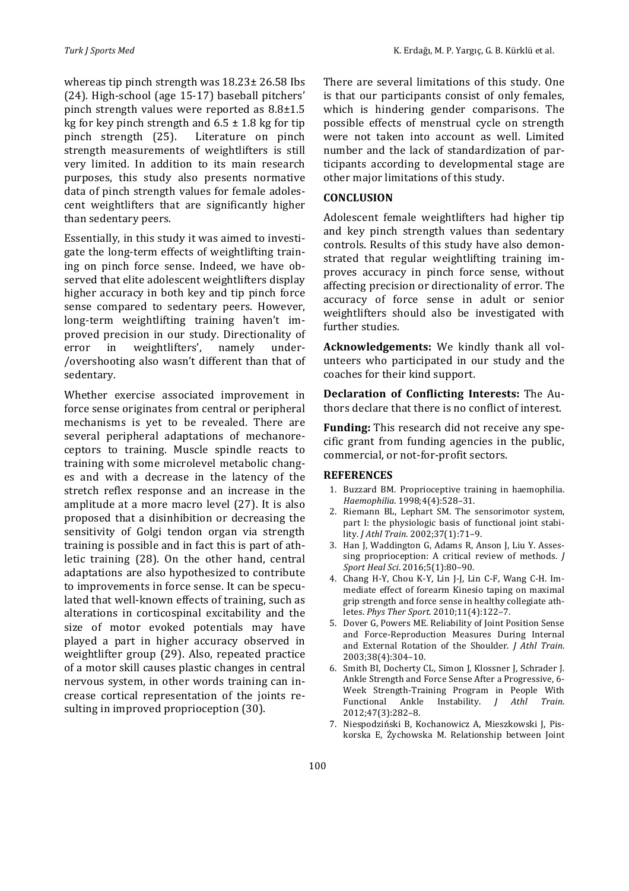whereas tip pinch strength was 18.23± 26.58 Ibs (24). High-school (age 15-17) baseball pitchers' pinch strength values were reported as 8.8±1.5 kg for key pinch strength and 6.5 ± 1.8 kg for tip pinch strength (25). Literature on pinch strength measurements of weightlifters is still very limited. In addition to its main research purposes, this study also presents normative data of pinch strength values for female adolescent weightlifters that are significantly higher than sedentary peers.

Essentially, in this study it was aimed to investigate the long-term effects of weightlifting training on pinch force sense. Indeed, we have observed that elite adolescent weightlifters display higher accuracy in both key and tip pinch force sense compared to sedentary peers. However, long-term weightlifting training haven't improved precision in our study. Directionality of error in weightlifters', namely under-/overshooting also wasn't different than that of sedentary.

Whether exercise associated improvement in force sense originates from central or peripheral mechanisms is yet to be revealed. There are several peripheral adaptations of mechanoreceptors to training. Muscle spindle reacts to training with some microlevel metabolic changes and with a decrease in the latency of the stretch reflex response and an increase in the amplitude at a more macro level (27). It is also proposed that a disinhibition or decreasing the sensitivity of Golgi tendon organ via strength training is possible and in fact this is part of athletic training (28). On the other hand, central adaptations are also hypothesized to contribute to improvements in force sense. It can be speculated that well-known effects of training, such as alterations in corticospinal excitability and the size of motor evoked potentials may have played a part in higher accuracy observed in weightlifter group (29). Also, repeated practice of a motor skill causes plastic changes in central nervous system, in other words training can increase cortical representation of the joints resulting in improved proprioception (30).

There are several limitations of this study. One is that our participants consist of only females, which is hindering gender comparisons. The possible effects of menstrual cycle on strength were not taken into account as well. Limited number and the lack of standardization of participants according to developmental stage are other major limitations of this study.

## CONCLUSION

Adolescent female weightlifters had higher tip and key pinch strength values than sedentary controls. Results of this study have also demonstrated that regular weightlifting training improves accuracy in pinch force sense, without affecting precision or directionality of error. The accuracy of force sense in adult or senior weightlifters should also be investigated with further studies.

**Acknowledgements:** We kindly thank all volunteers who participated in our study and the coaches for their kind support.

**Declaration of Conflicting Interests:** The Authors declare that there is no conflict of interest.

**Funding:** This research did not receive any specific grant from funding agencies in the public, commercial, or not-for-profit sectors.

## REFERENCES

1. Buzzard BM. Proprioceptive training in haemophilia. *Haemophilia*. 1998;4(4):528–31.
2. Riemann BL, Lephart SM. The sensorimotor system, part I: the physiologic basis of functional joint stability. *J Athl Train*. 2002;37(1):71–9.
3. Han J, Waddington G, Adams R, Anson J, Liu Y. Assessing proprioception: A critical review of methods. *J Sport Heal Sci*. 2016;5(1):80–90.
4. Chang H-Y, Chou K-Y, Lin J-J, Lin C-F, Wang C-H. Immediate effect of forearm Kinesio taping on maximal grip strength and force sense in healthy collegiate athletes. *Phys Ther Sport*. 2010;11(4):122–7.
5. Dover G, Powers ME. Reliability of Joint Position Sense and Force-Reproduction Measures During Internal and External Rotation of the Shoulder. *J Athl Train*. 2003;38(4):304–10.
6. Smith BI, Docherty CL, Simon J, Klossner J, Schrader J. Ankle Strength and Force Sense After a Progressive, 6-Week Strength-Training Program in People With Functional Ankle Instability. *J Athl Train*. 2012;47(3):282–8.
7. Niespodziński B, Kochanowicz A, Mieszkowski J, Piskorska E, Żychowska M. Relationship between Joint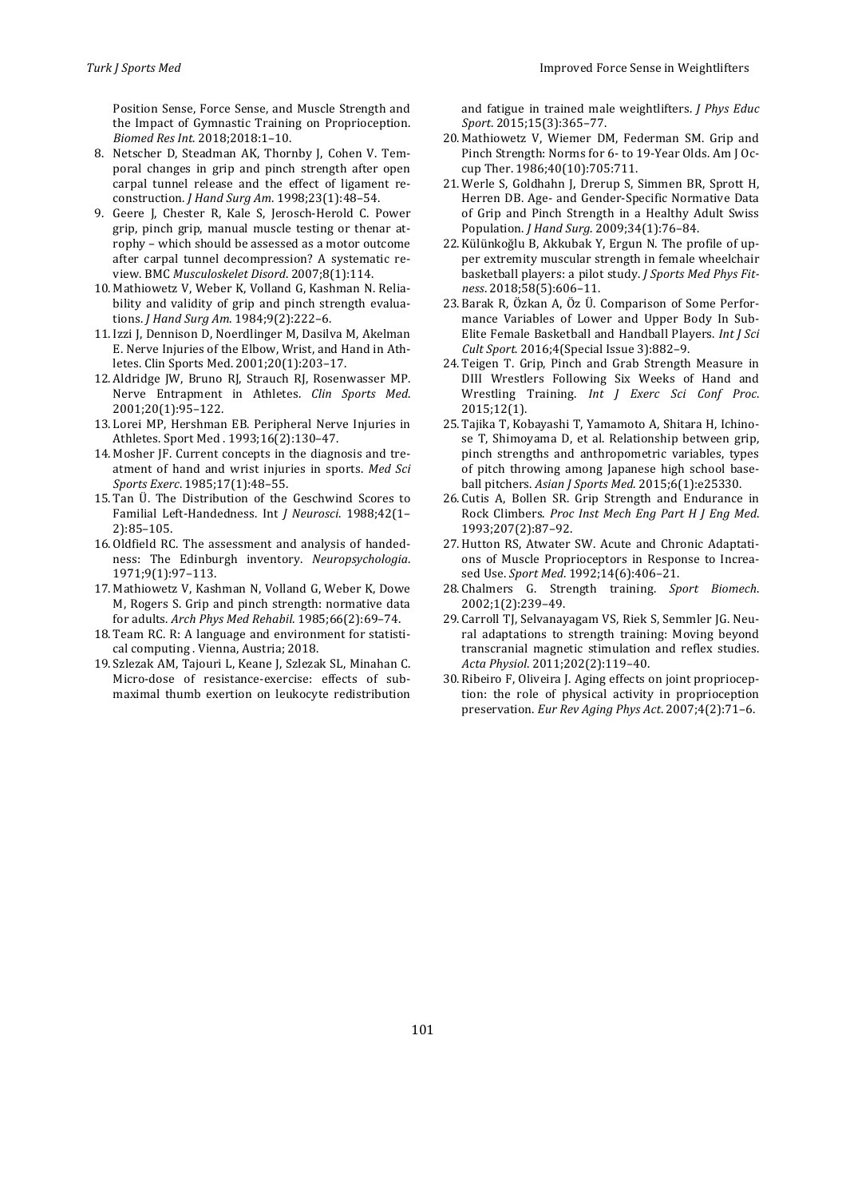Position Sense, Force Sense, and Muscle Strength and the Impact of Gymnastic Training on Proprioception. *Biomed Res Int*. 2018;2018:1–10.

8. Netscher D, Steadman AK, Thornby J, Cohen V. Temporal changes in grip and pinch strength after open carpal tunnel release and the effect of ligament reconstruction. *J Hand Surg Am*. 1998;23(1):48–54.
9. Geere J, Chester R, Kale S, Jerosch-Herold C. Power grip, pinch grip, manual muscle testing or thenar atrophy – which should be assessed as a motor outcome after carpal tunnel decompression? A systematic review. BMC *Musculoskelet Disord*. 2007;8(1):114.
10. Mathiowetz V, Weber K, Volland G, Kashman N. Reliability and validity of grip and pinch strength evaluations. *J Hand Surg Am*. 1984;9(2):222–6.
11. Izzi J, Dennison D, Noerdlinger M, Dasilva M, Akelman E. Nerve Injuries of the Elbow, Wrist, and Hand in Athletes. Clin Sports Med. 2001;20(1):203–17.
12. Aldridge JW, Bruno RJ, Strauch RJ, Rosenwasser MP. Nerve Entrapment in Athletes. *Clin Sports Med*. 2001;20(1):95–122.
13. Lorei MP, Hershman EB. Peripheral Nerve Injuries in Athletes. Sport Med . 1993;16(2):130–47.
14. Mosher JF. Current concepts in the diagnosis and treatment of hand and wrist injuries in sports. *Med Sci Sports Exerc*. 1985;17(1):48–55.
15. Tan Ü. The Distribution of the Geschwind Scores to Familial Left-Handedness. Int *J Neurosci*. 1988;42(1–2):85–105.
16. Oldfield RC. The assessment and analysis of handedness: The Edinburgh inventory. *Neuropsychologia*. 1971;9(1):97–113.
17. Mathiowetz V, Kashman N, Volland G, Weber K, Dowe M, Rogers S. Grip and pinch strength: normative data for adults. *Arch Phys Med Rehabil*. 1985;66(2):69–74.
18. Team RC. R: A language and environment for statistical computing . Vienna, Austria; 2018.
19. Szlezak AM, Tajouri L, Keane J, Szlezak SL, Minahan C. Micro-dose of resistance-exercise: effects of submaximal thumb exertion on leukocyte redistribution and fatigue in trained male weightlifters. *J Phys Educ Sport*. 2015;15(3):365–77.
20. Mathiowetz V, Wiemer DM, Federman SM. Grip and Pinch Strength: Norms for 6- to 19-Year Olds. Am J Occup Ther. 1986;40(10):705:711.
21. Werle S, Goldhahn J, Drerup S, Simmen BR, Sprott H, Herren DB. Age- and Gender-Specific Normative Data of Grip and Pinch Strength in a Healthy Adult Swiss Population. *J Hand Surg*. 2009;34(1):76–84.
22. Külünkoğlu B, Akkubak Y, Ergun N. The profile of upper extremity muscular strength in female wheelchair basketball players: a pilot study. *J Sports Med Phys Fitness*. 2018;58(5):606–11.
23. Barak R, Özkan A, Öz Ü. Comparison of Some Performance Variables of Lower and Upper Body In Sub-Elite Female Basketball and Handball Players. *Int J Sci Cult Sport*. 2016;4(Special Issue 3):882–9.
24. Teigen T. Grip, Pinch and Grab Strength Measure in DIII Wrestlers Following Six Weeks of Hand and Wrestling Training. *Int J Exerc Sci Conf Proc*. 2015;12(1).
25. Tajika T, Kobayashi T, Yamamoto A, Shitara H, Ichinose T, Shimoyama D, et al. Relationship between grip, pinch strengths and anthropometric variables, types of pitch throwing among Japanese high school baseball pitchers. *Asian J Sports Med*. 2015;6(1):e25330.
26. Cutis A, Bollen SR. Grip Strength and Endurance in Rock Climbers. *Proc Inst Mech Eng Part H J Eng Med*. 1993;207(2):87–92.
27. Hutton RS, Atwater SW. Acute and Chronic Adaptations of Muscle Proprioceptors in Response to Increased Use. *Sport Med*. 1992;14(6):406–21.
28. Chalmers G. Strength training. *Sport Biomech*. 2002;1(2):239–49.
29. Carroll TJ, Selvanayagam VS, Riek S, Semmler JG. Neural adaptations to strength training: Moving beyond transcranial magnetic stimulation and reflex studies. *Acta Physiol*. 2011;202(2):119–40.
30. Ribeiro F, Oliveira J. Aging effects on joint proprioception: the role of physical activity in proprioception preservation. *Eur Rev Aging Phys Act*. 2007;4(2):71–6.